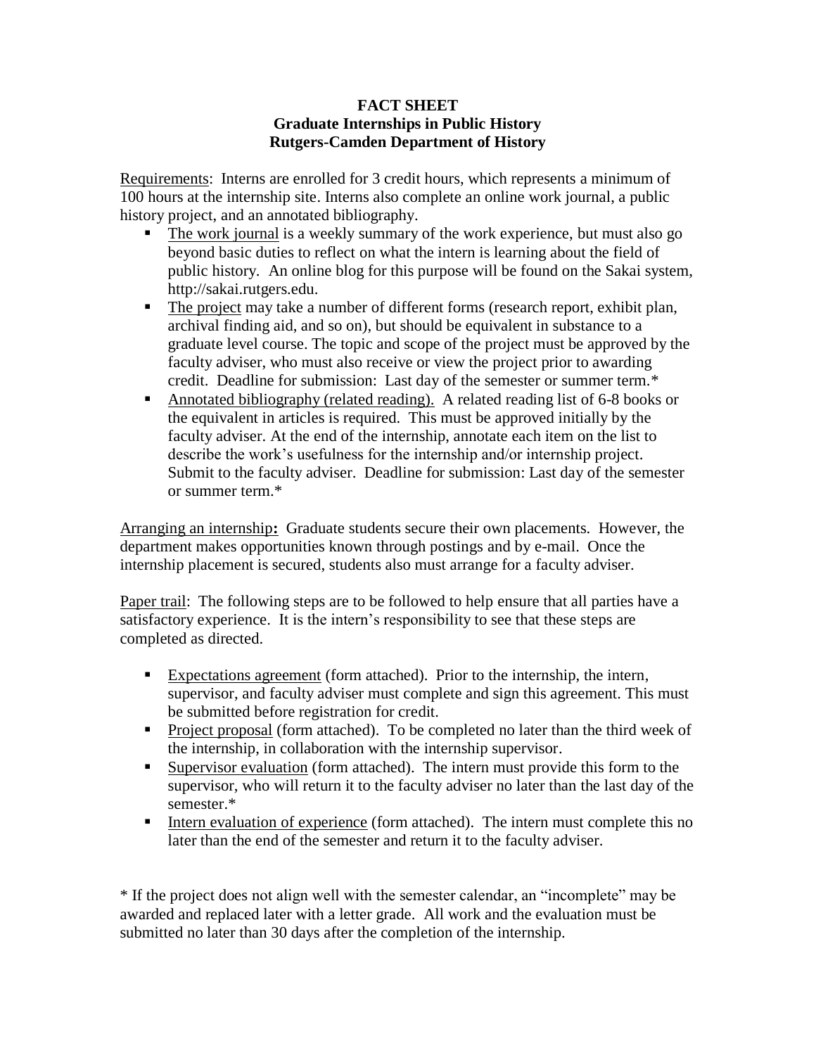**FACT SHEET**
**Graduate Internships in Public History**
**Rutgers-Camden Department of History**

Requirements: Interns are enrolled for 3 credit hours, which represents a minimum of 100 hours at the internship site. Interns also complete an online work journal, a public history project, and an annotated bibliography.

- The work journal is a weekly summary of the work experience, but must also go beyond basic duties to reflect on what the intern is learning about the field of public history. An online blog for this purpose will be found on the Sakai system, http://sakai.rutgers.edu.
- The project may take a number of different forms (research report, exhibit plan, archival finding aid, and so on), but should be equivalent in substance to a graduate level course. The topic and scope of the project must be approved by the faculty adviser, who must also receive or view the project prior to awarding credit. Deadline for submission: Last day of the semester or summer term.*
- Annotated bibliography (related reading). A related reading list of 6-8 books or the equivalent in articles is required. This must be approved initially by the faculty adviser. At the end of the internship, annotate each item on the list to describe the work's usefulness for the internship and/or internship project. Submit to the faculty adviser. Deadline for submission: Last day of the semester or summer term.*

Arranging an internship**:** Graduate students secure their own placements. However, the department makes opportunities known through postings and by e-mail. Once the internship placement is secured, students also must arrange for a faculty adviser.

Paper trail: The following steps are to be followed to help ensure that all parties have a satisfactory experience. It is the intern's responsibility to see that these steps are completed as directed.

- Expectations agreement (form attached). Prior to the internship, the intern, supervisor, and faculty adviser must complete and sign this agreement. This must be submitted before registration for credit.
- Project proposal (form attached). To be completed no later than the third week of the internship, in collaboration with the internship supervisor.
- Supervisor evaluation (form attached). The intern must provide this form to the supervisor, who will return it to the faculty adviser no later than the last day of the semester.*
- Intern evaluation of experience (form attached). The intern must complete this no later than the end of the semester and return it to the faculty adviser.

* If the project does not align well with the semester calendar, an "incomplete" may be awarded and replaced later with a letter grade. All work and the evaluation must be submitted no later than 30 days after the completion of the internship.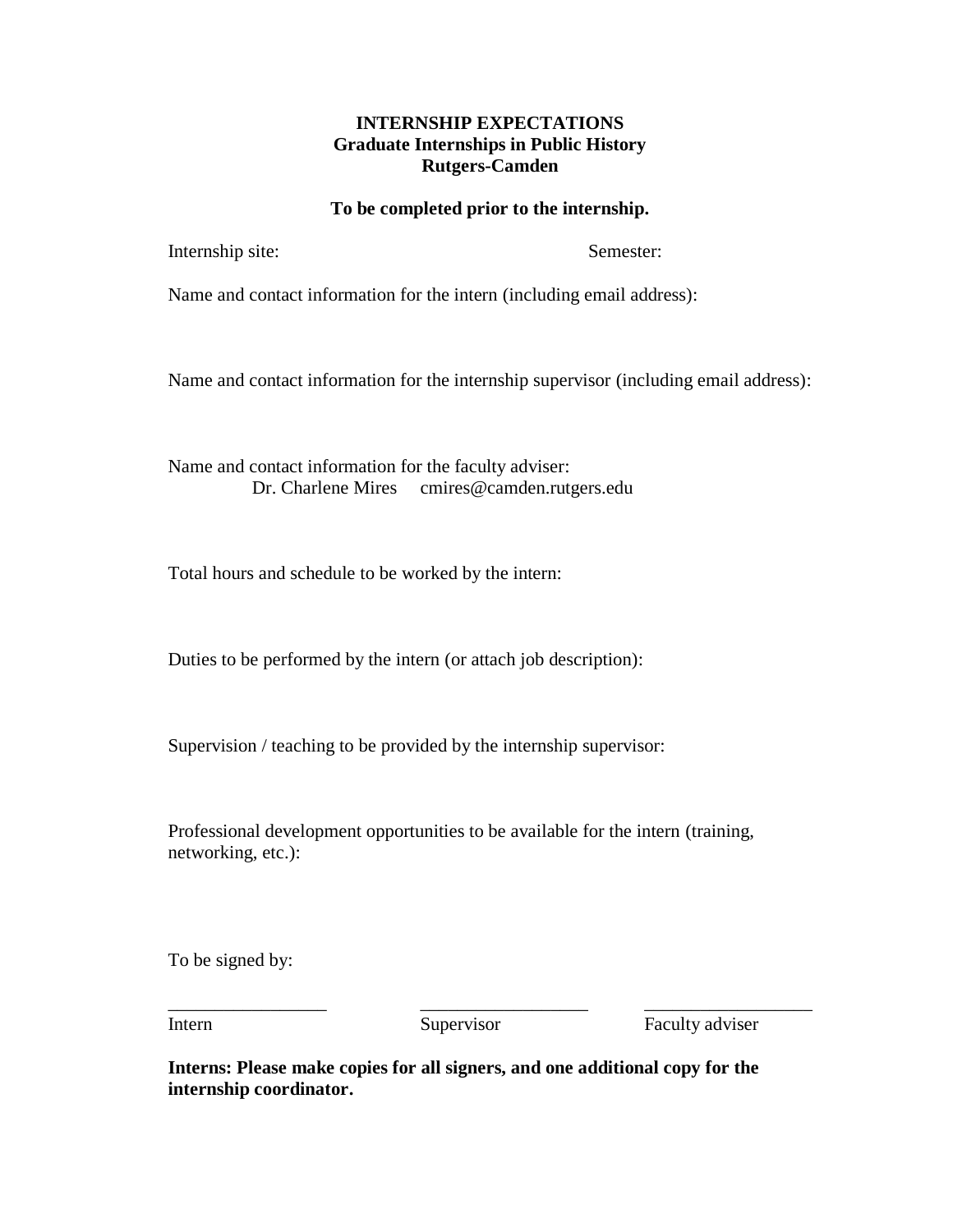**INTERNSHIP EXPECTATIONS**
**Graduate Internships in Public History**
**Rutgers-Camden**

**To be completed prior to the internship.**

Internship site: Semester:

Name and contact information for the intern (including email address):

Name and contact information for the internship supervisor (including email address):

Name and contact information for the faculty adviser:
Dr. Charlene Mires cmires@camden.rutgers.edu

Total hours and schedule to be worked by the intern:

Duties to be performed by the intern (or attach job description):

Supervision / teaching to be provided by the internship supervisor:

Professional development opportunities to be available for the intern (training, networking, etc.):

To be signed by:

| _________________ | __________________ | __________________ |
|---|---|---|
| Intern | Supervisor | Faculty adviser |

**Interns: Please make copies for all signers, and one additional copy for the internship coordinator.**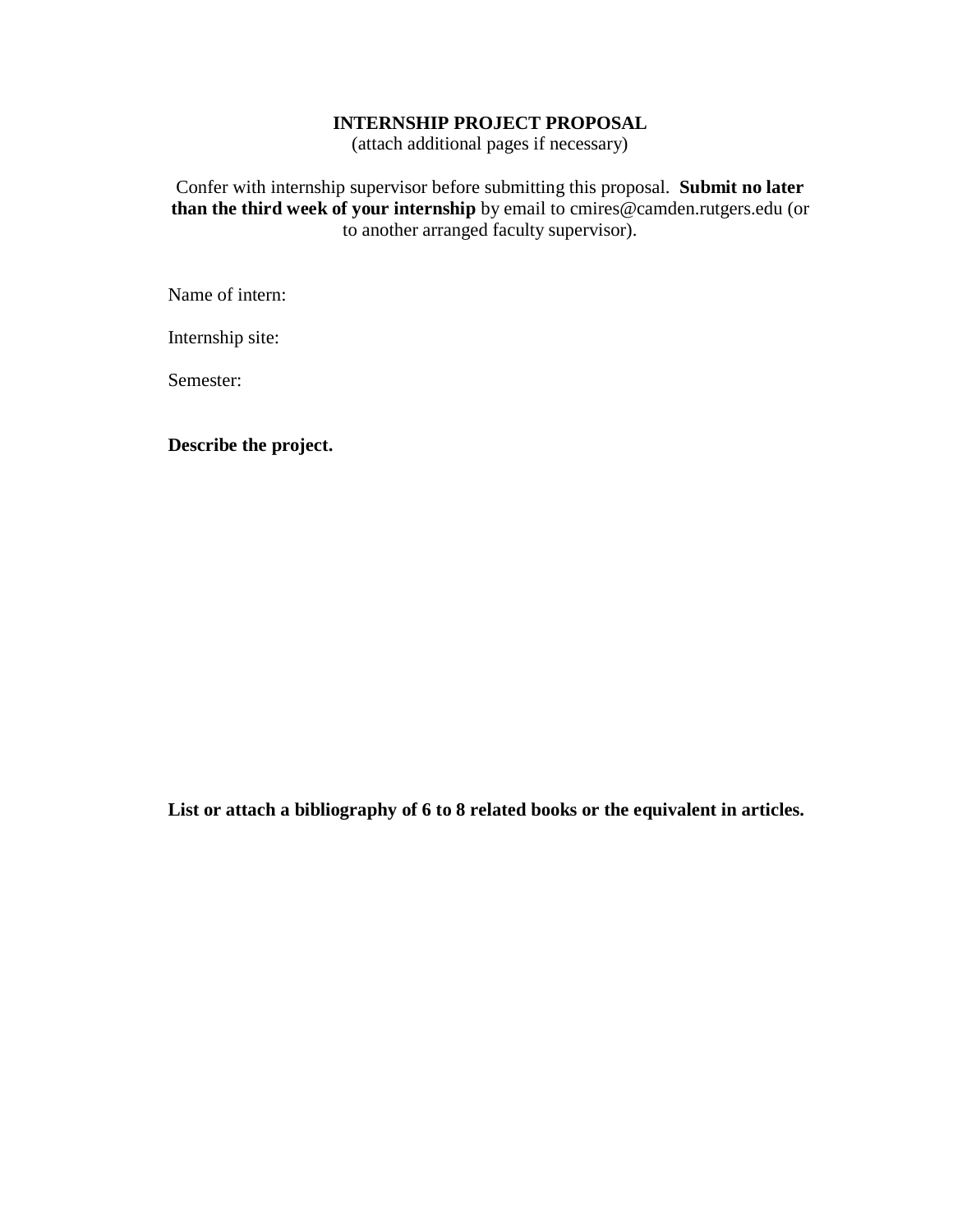**INTERNSHIP PROJECT PROPOSAL**
(attach additional pages if necessary)

Confer with internship supervisor before submitting this proposal. **Submit no later than the third week of your internship** by email to cmires@camden.rutgers.edu (or to another arranged faculty supervisor).

Name of intern:

Internship site:

Semester:

**Describe the project.**

**List or attach a bibliography of 6 to 8 related books or the equivalent in articles.**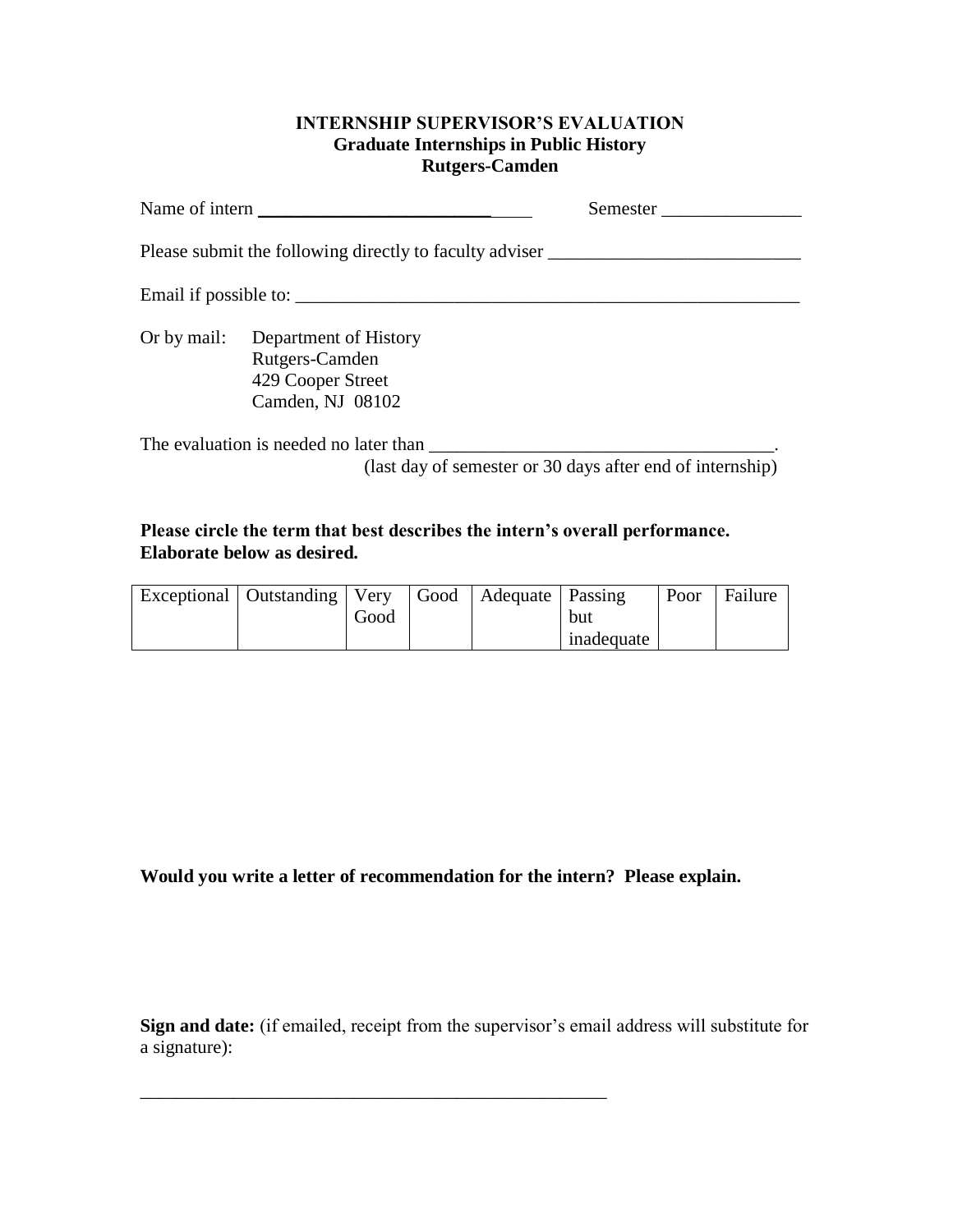# INTERNSHIP SUPERVISOR'S EVALUATION
## Graduate Internships in Public History
## Rutgers-Camden

Name of intern ______________________________ Semester _______________

Please submit the following directly to faculty adviser ___________________________

Email if possible to: ________________________________________________________

Or by mail: Department of History
Rutgers-Camden
429 Cooper Street
Camden, NJ 08102

The evaluation is needed no later than _____________________________________.
(last day of semester or 30 days after end of internship)

**Please circle the term that best describes the intern's overall performance. Elaborate below as desired.**

| Exceptional | Outstanding | Very Good | Good | Adequate | Passing but inadequate | Poor | Failure |
|---|---|---|---|---|---|---|---|

**Would you write a letter of recommendation for the intern? Please explain.**

**Sign and date:** (if emailed, receipt from the supervisor's email address will substitute for a signature):

_____________________________________________________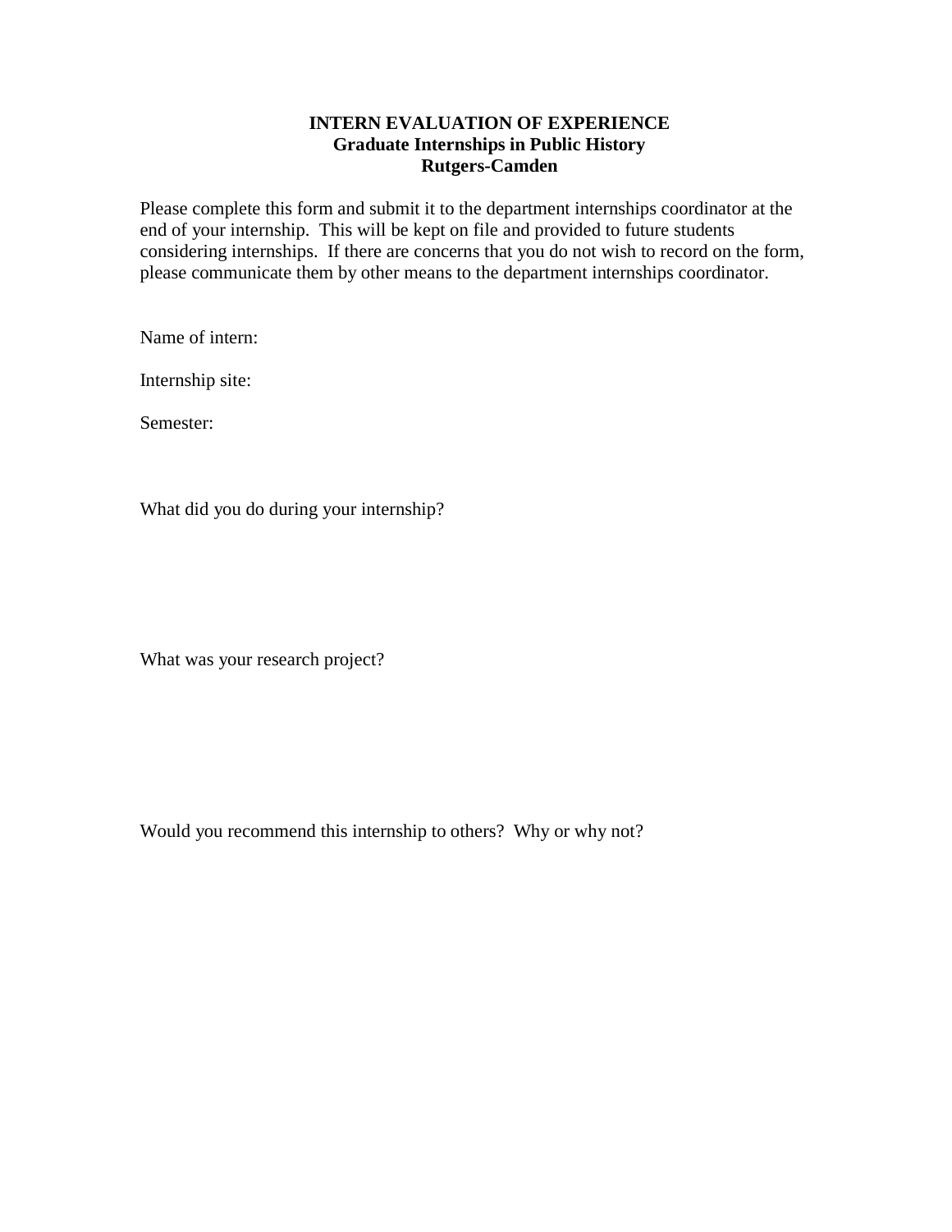**INTERN EVALUATION OF EXPERIENCE**
**Graduate Internships in Public History**
**Rutgers-Camden**

Please complete this form and submit it to the department internships coordinator at the end of your internship. This will be kept on file and provided to future students considering internships. If there are concerns that you do not wish to record on the form, please communicate them by other means to the department internships coordinator.

Name of intern:

Internship site:

Semester:

What did you do during your internship?

What was your research project?

Would you recommend this internship to others? Why or why not?